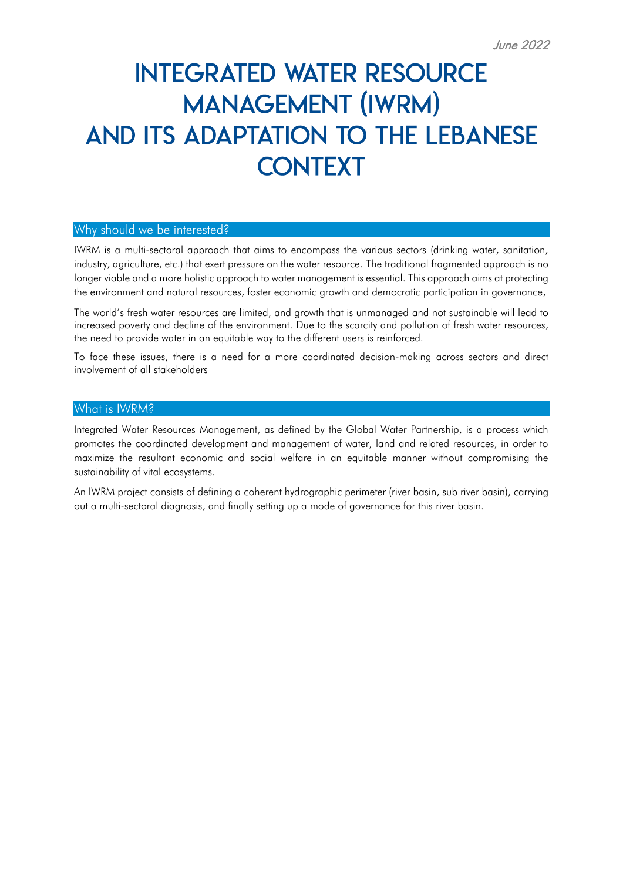June 2022

# INTEGRATED WATER RESOURCE MANAGEMENT (IWRM) AND ITS ADAPTATION TO THE LEBANESE CONTEXT

## Why should we be interested?

IWRM is a multi-sectoral approach that aims to encompass the various sectors (drinking water, sanitation, industry, agriculture, etc.) that exert pressure on the water resource. The traditional fragmented approach is no longer viable and a more holistic approach to water management is essential. This approach aims at protecting the environment and natural resources, foster economic growth and democratic participation in governance,

The world's fresh water resources are limited, and growth that is unmanaged and not sustainable will lead to increased poverty and decline of the environment. Due to the scarcity and pollution of fresh water resources, the need to provide water in an equitable way to the different users is reinforced.

To face these issues, there is a need for a more coordinated decision-making across sectors and direct involvement of all stakeholders

## What is IWRM?

Integrated Water Resources Management, as defined by the Global Water Partnership, is a process which promotes the coordinated development and management of water, land and related resources, in order to maximize the resultant economic and social welfare in an equitable manner without compromising the sustainability of vital ecosystems.

An IWRM project consists of defining a coherent hydrographic perimeter (river basin, sub river basin), carrying out a multi-sectoral diagnosis, and finally setting up a mode of governance for this river basin.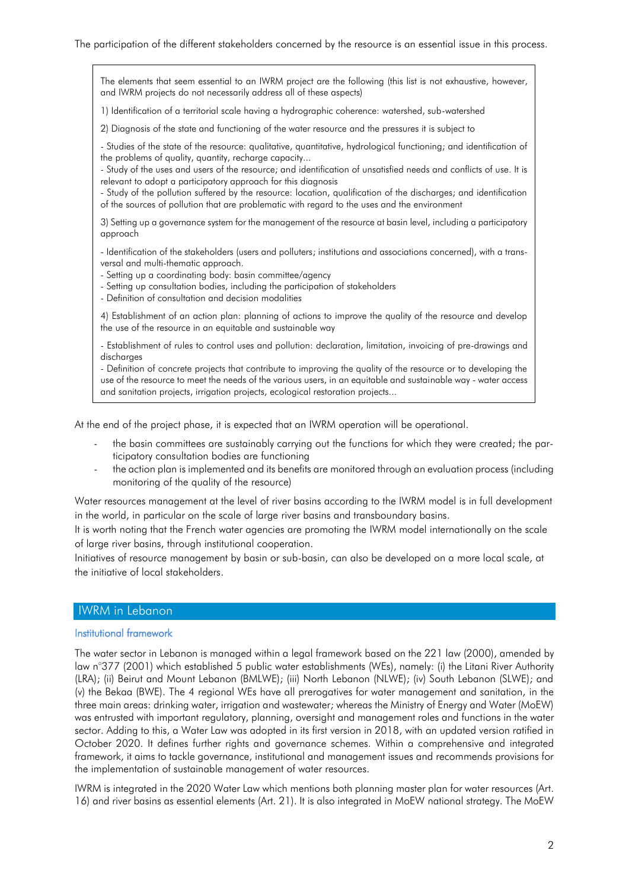The participation of the different stakeholders concerned by the resource is an essential issue in this process.

> The elements that seem essential to an IWRM project are the following (this list is not exhaustive, however, and IWRM projects do not necessarily address all of these aspects)
>
> 1) Identification of a territorial scale having a hydrographic coherence: watershed, sub-watershed
>
> 2) Diagnosis of the state and functioning of the water resource and the pressures it is subject to
>
> - Studies of the state of the resource: qualitative, quantitative, hydrological functioning; and identification of the problems of quality, quantity, recharge capacity...
> - Study of the uses and users of the resource; and identification of unsatisfied needs and conflicts of use. It is relevant to adopt a participatory approach for this diagnosis
> - Study of the pollution suffered by the resource: location, qualification of the discharges; and identification of the sources of pollution that are problematic with regard to the uses and the environment
>
> 3) Setting up a governance system for the management of the resource at basin level, including a participatory approach
>
> - Identification of the stakeholders (users and polluters; institutions and associations concerned), with a transversal and multi-thematic approach.
> - Setting up a coordinating body: basin committee/agency
> - Setting up consultation bodies, including the participation of stakeholders
> - Definition of consultation and decision modalities
>
> 4) Establishment of an action plan: planning of actions to improve the quality of the resource and develop the use of the resource in an equitable and sustainable way
>
> - Establishment of rules to control uses and pollution: declaration, limitation, invoicing of pre-drawings and discharges
> - Definition of concrete projects that contribute to improving the quality of the resource or to developing the use of the resource to meet the needs of the various users, in an equitable and sustainable way - water access and sanitation projects, irrigation projects, ecological restoration projects...

At the end of the project phase, it is expected that an IWRM operation will be operational.

- the basin committees are sustainably carrying out the functions for which they were created; the participatory consultation bodies are functioning
- the action plan is implemented and its benefits are monitored through an evaluation process (including monitoring of the quality of the resource)

Water resources management at the level of river basins according to the IWRM model is in full development in the world, in particular on the scale of large river basins and transboundary basins.

It is worth noting that the French water agencies are promoting the IWRM model internationally on the scale of large river basins, through institutional cooperation.

Initiatives of resource management by basin or sub-basin, can also be developed on a more local scale, at the initiative of local stakeholders.

## IWRM in Lebanon

### Institutional framework

The water sector in Lebanon is managed within a legal framework based on the 221 law (2000), amended by law n°377 (2001) which established 5 public water establishments (WEs), namely: (i) the Litani River Authority (LRA); (ii) Beirut and Mount Lebanon (BMLWE); (iii) North Lebanon (NLWE); (iv) South Lebanon (SLWE); and (v) the Bekaa (BWE). The 4 regional WEs have all prerogatives for water management and sanitation, in the three main areas: drinking water, irrigation and wastewater; whereas the Ministry of Energy and Water (MoEW) was entrusted with important regulatory, planning, oversight and management roles and functions in the water sector. Adding to this, a Water Law was adopted in its first version in 2018, with an updated version ratified in October 2020. It defines further rights and governance schemes. Within a comprehensive and integrated framework, it aims to tackle governance, institutional and management issues and recommends provisions for the implementation of sustainable management of water resources.

IWRM is integrated in the 2020 Water Law which mentions both planning master plan for water resources (Art. 16) and river basins as essential elements (Art. 21). It is also integrated in MoEW national strategy. The MoEW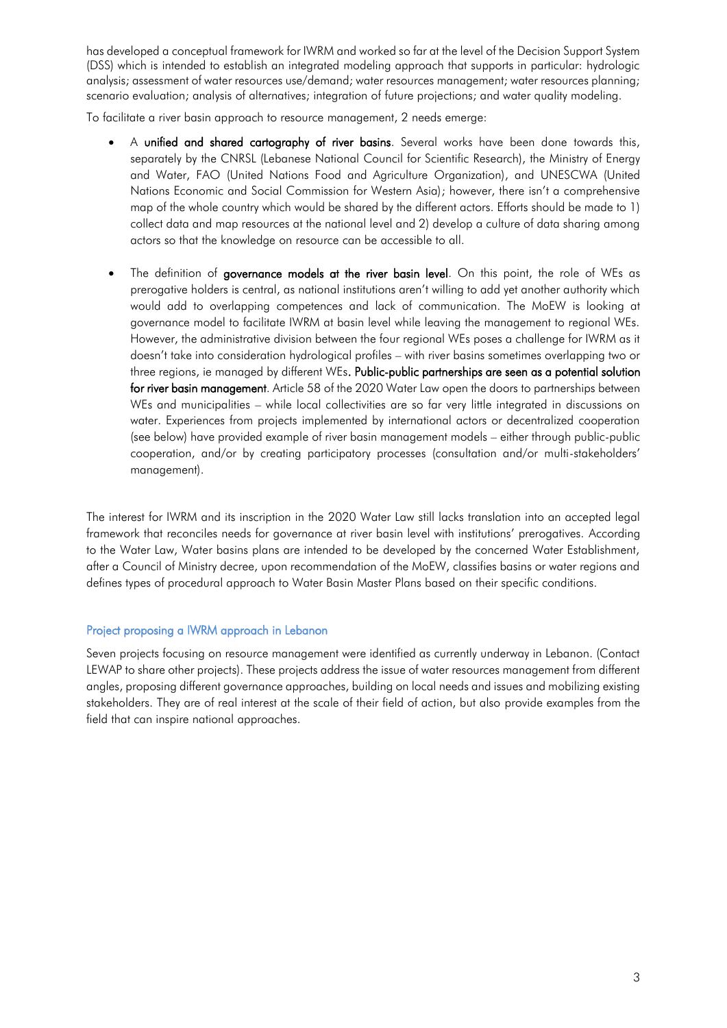has developed a conceptual framework for IWRM and worked so far at the level of the Decision Support System (DSS) which is intended to establish an integrated modeling approach that supports in particular: hydrologic analysis; assessment of water resources use/demand; water resources management; water resources planning; scenario evaluation; analysis of alternatives; integration of future projections; and water quality modeling.

To facilitate a river basin approach to resource management, 2 needs emerge:

- A **unified and shared cartography of river basins**. Several works have been done towards this, separately by the CNRSL (Lebanese National Council for Scientific Research), the Ministry of Energy and Water, FAO (United Nations Food and Agriculture Organization), and UNESCWA (United Nations Economic and Social Commission for Western Asia); however, there isn't a comprehensive map of the whole country which would be shared by the different actors. Efforts should be made to 1) collect data and map resources at the national level and 2) develop a culture of data sharing among actors so that the knowledge on resource can be accessible to all.

- The definition of **governance models at the river basin level**. On this point, the role of WEs as prerogative holders is central, as national institutions aren't willing to add yet another authority which would add to overlapping competences and lack of communication. The MoEW is looking at governance model to facilitate IWRM at basin level while leaving the management to regional WEs. However, the administrative division between the four regional WEs poses a challenge for IWRM as it doesn't take into consideration hydrological profiles – with river basins sometimes overlapping two or three regions, ie managed by different WEs. **Public-public partnerships are seen as a potential solution for river basin management**. Article 58 of the 2020 Water Law open the doors to partnerships between WEs and municipalities – while local collectivities are so far very little integrated in discussions on water. Experiences from projects implemented by international actors or decentralized cooperation (see below) have provided example of river basin management models – either through public-public cooperation, and/or by creating participatory processes (consultation and/or multi-stakeholders' management).

The interest for IWRM and its inscription in the 2020 Water Law still lacks translation into an accepted legal framework that reconciles needs for governance at river basin level with institutions' prerogatives. According to the Water Law, Water basins plans are intended to be developed by the concerned Water Establishment, after a Council of Ministry decree, upon recommendation of the MoEW, classifies basins or water regions and defines types of procedural approach to Water Basin Master Plans based on their specific conditions.

### Project proposing a IWRM approach in Lebanon

Seven projects focusing on resource management were identified as currently underway in Lebanon. (Contact LEWAP to share other projects). These projects address the issue of water resources management from different angles, proposing different governance approaches, building on local needs and issues and mobilizing existing stakeholders. They are of real interest at the scale of their field of action, but also provide examples from the field that can inspire national approaches.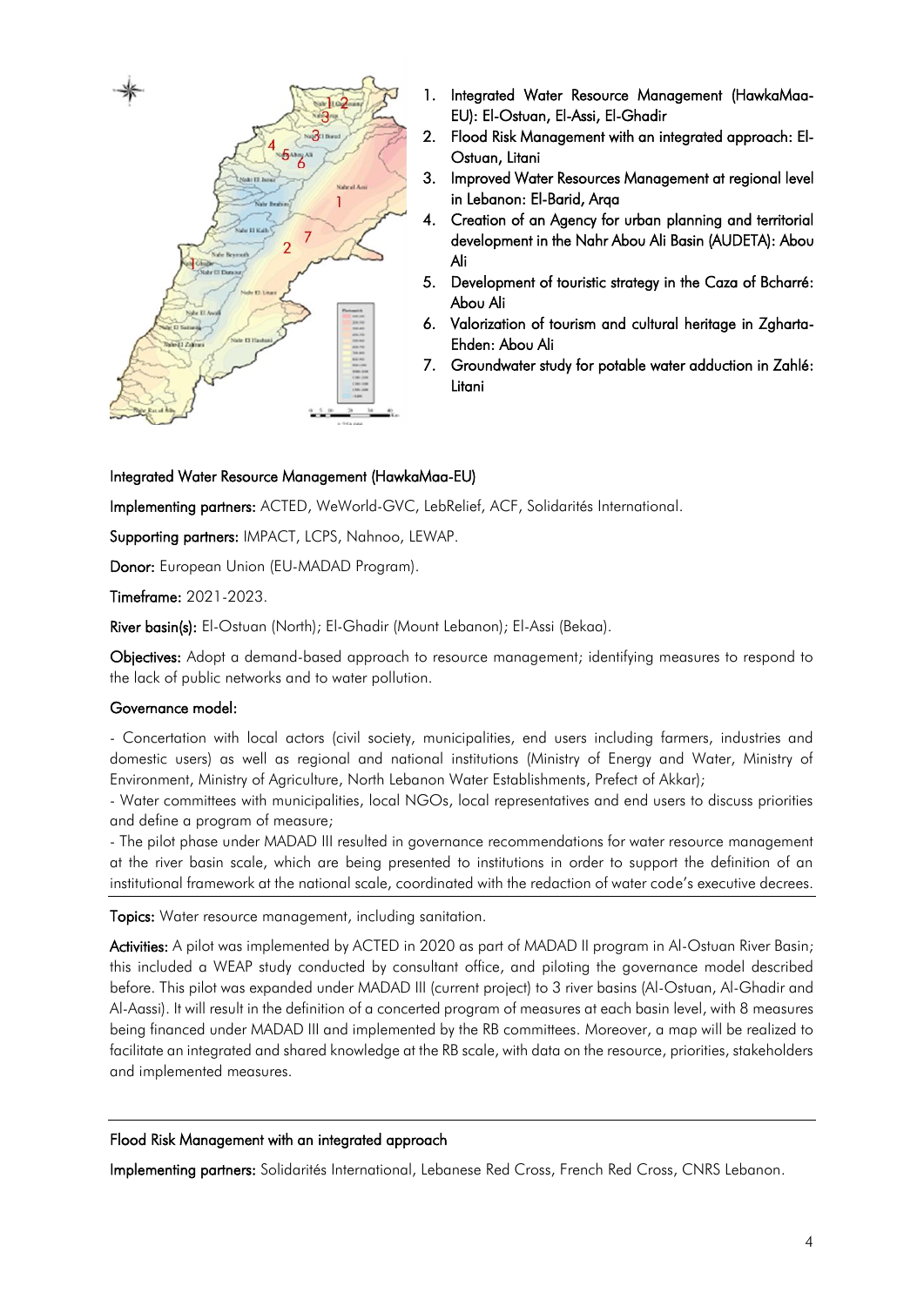1. Integrated Water Resource Management (HawkaMaa-EU): El-Ostuan, El-Assi, El-Ghadir
2. Flood Risk Management with an integrated approach: El-Ostuan, Litani
3. Improved Water Resources Management at regional level in Lebanon: El-Barid, Arqa
4. Creation of an Agency for urban planning and territorial development in the Nahr Abou Ali Basin (AUDETA): Abou Ali
5. Development of touristic strategy in the Caza of Bcharré: Abou Ali
6. Valorization of tourism and cultural heritage in Zgharta-Ehden: Abou Ali
7. Groundwater study for potable water adduction in Zahlé: Litani

### Integrated Water Resource Management (HawkaMaa-EU)

**Implementing partners:** ACTED, WeWorld-GVC, LebRelief, ACF, Solidarités International.

**Supporting partners:** IMPACT, LCPS, Nahnoo, LEWAP.

**Donor:** European Union (EU-MADAD Program).

**Timeframe:** 2021-2023.

**River basin(s):** El-Ostuan (North); El-Ghadir (Mount Lebanon); El-Assi (Bekaa).

**Objectives:** Adopt a demand-based approach to resource management; identifying measures to respond to the lack of public networks and to water pollution.

**Governance model:**

- Concertation with local actors (civil society, municipalities, end users including farmers, industries and domestic users) as well as regional and national institutions (Ministry of Energy and Water, Ministry of Environment, Ministry of Agriculture, North Lebanon Water Establishments, Prefect of Akkar);
- Water committees with municipalities, local NGOs, local representatives and end users to discuss priorities and define a program of measure;
- The pilot phase under MADAD III resulted in governance recommendations for water resource management at the river basin scale, which are being presented to institutions in order to support the definition of an institutional framework at the national scale, coordinated with the redaction of water code's executive decrees.

**Topics:** Water resource management, including sanitation.

**Activities:** A pilot was implemented by ACTED in 2020 as part of MADAD II program in Al-Ostuan River Basin; this included a WEAP study conducted by consultant office, and piloting the governance model described before. This pilot was expanded under MADAD III (current project) to 3 river basins (Al-Ostuan, Al-Ghadir and Al-Aassi). It will result in the definition of a concerted program of measures at each basin level, with 8 measures being financed under MADAD III and implemented by the RB committees. Moreover, a map will be realized to facilitate an integrated and shared knowledge at the RB scale, with data on the resource, priorities, stakeholders and implemented measures.

### Flood Risk Management with an integrated approach

**Implementing partners:** Solidarités International, Lebanese Red Cross, French Red Cross, CNRS Lebanon.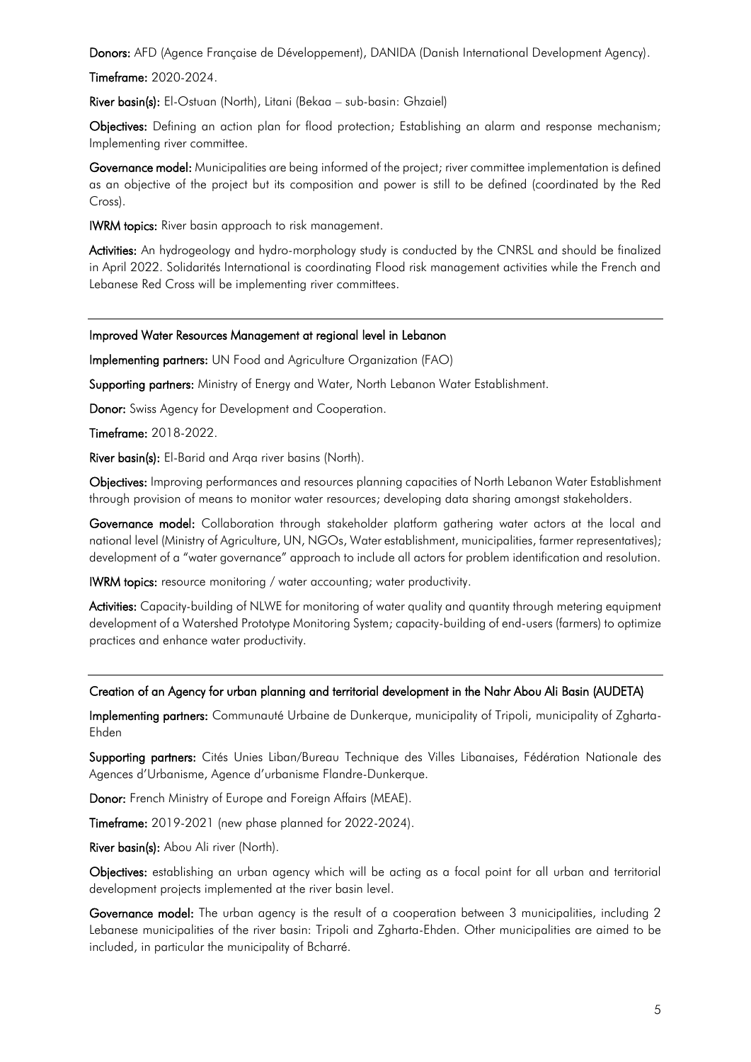**Donors:** AFD (Agence Française de Développement), DANIDA (Danish International Development Agency).

**Timeframe:** 2020-2024.

**River basin(s):** El-Ostuan (North), Litani (Bekaa – sub-basin: Ghzaiel)

**Objectives:** Defining an action plan for flood protection; Establishing an alarm and response mechanism; Implementing river committee.

**Governance model:** Municipalities are being informed of the project; river committee implementation is defined as an objective of the project but its composition and power is still to be defined (coordinated by the Red Cross).

**IWRM topics:** River basin approach to risk management.

**Activities:** An hydrogeology and hydro-morphology study is conducted by the CNRSL and should be finalized in April 2022. Solidarités International is coordinating Flood risk management activities while the French and Lebanese Red Cross will be implementing river committees.

---

### Improved Water Resources Management at regional level in Lebanon

**Implementing partners:** UN Food and Agriculture Organization (FAO)

**Supporting partners:** Ministry of Energy and Water, North Lebanon Water Establishment.

**Donor:** Swiss Agency for Development and Cooperation.

**Timeframe:** 2018-2022.

**River basin(s):** El-Barid and Arqa river basins (North).

**Objectives:** Improving performances and resources planning capacities of North Lebanon Water Establishment through provision of means to monitor water resources; developing data sharing amongst stakeholders.

**Governance model:** Collaboration through stakeholder platform gathering water actors at the local and national level (Ministry of Agriculture, UN, NGOs, Water establishment, municipalities, farmer representatives); development of a "water governance" approach to include all actors for problem identification and resolution.

**IWRM topics:** resource monitoring / water accounting; water productivity.

**Activities:** Capacity-building of NLWE for monitoring of water quality and quantity through metering equipment development of a Watershed Prototype Monitoring System; capacity-building of end-users (farmers) to optimize practices and enhance water productivity.

---

### Creation of an Agency for urban planning and territorial development in the Nahr Abou Ali Basin (AUDETA)

**Implementing partners:** Communauté Urbaine de Dunkerque, municipality of Tripoli, municipality of Zgharta-Ehden

**Supporting partners:** Cités Unies Liban/Bureau Technique des Villes Libanaises, Fédération Nationale des Agences d'Urbanisme, Agence d'urbanisme Flandre-Dunkerque.

**Donor:** French Ministry of Europe and Foreign Affairs (MEAE).

**Timeframe:** 2019-2021 (new phase planned for 2022-2024).

**River basin(s):** Abou Ali river (North).

**Objectives:** establishing an urban agency which will be acting as a focal point for all urban and territorial development projects implemented at the river basin level.

**Governance model:** The urban agency is the result of a cooperation between 3 municipalities, including 2 Lebanese municipalities of the river basin: Tripoli and Zgharta-Ehden. Other municipalities are aimed to be included, in particular the municipality of Bcharré.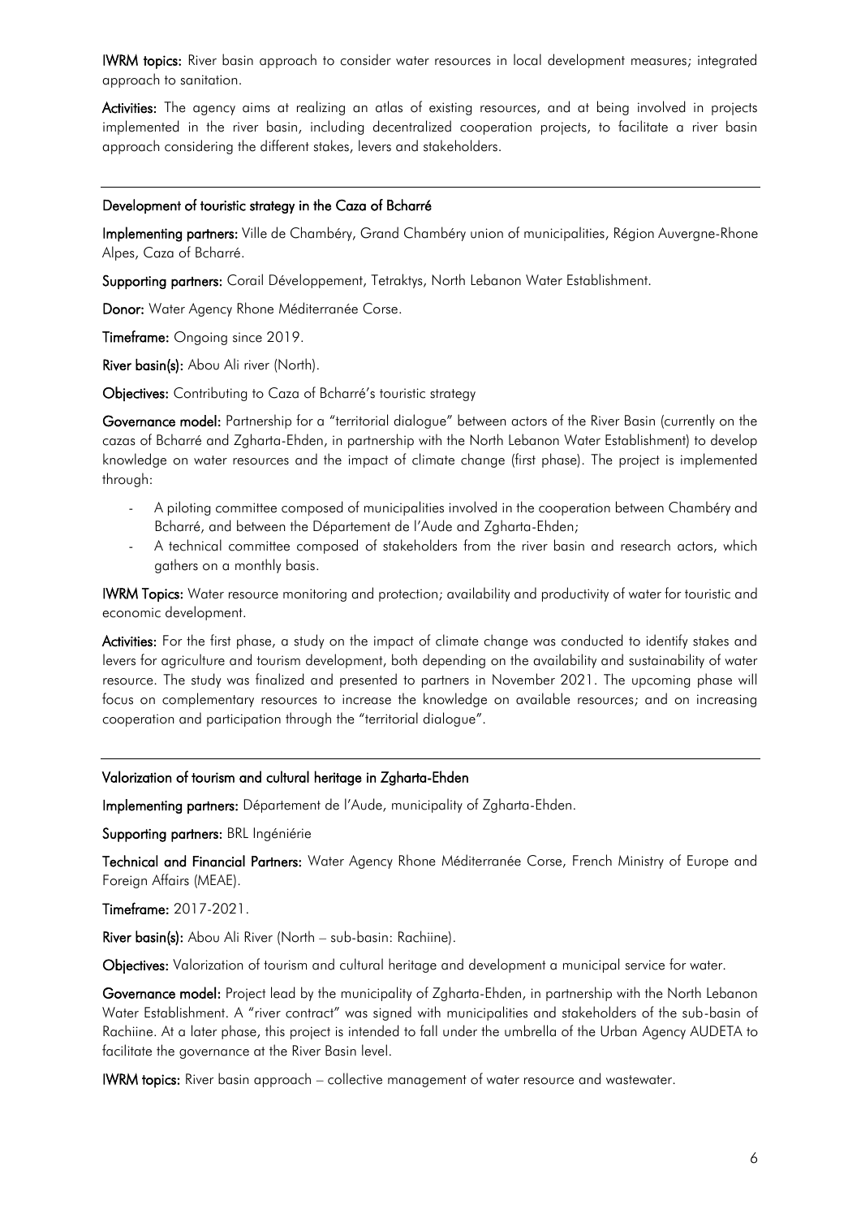**IWRM topics:** River basin approach to consider water resources in local development measures; integrated approach to sanitation.

**Activities:** The agency aims at realizing an atlas of existing resources, and at being involved in projects implemented in the river basin, including decentralized cooperation projects, to facilitate a river basin approach considering the different stakes, levers and stakeholders.

---

### Development of touristic strategy in the Caza of Bcharré

**Implementing partners:** Ville de Chambéry, Grand Chambéry union of municipalities, Région Auvergne-Rhone Alpes, Caza of Bcharré.

**Supporting partners:** Corail Développement, Tetraktys, North Lebanon Water Establishment.

**Donor:** Water Agency Rhone Méditerranée Corse.

**Timeframe:** Ongoing since 2019.

**River basin(s):** Abou Ali river (North).

**Objectives:** Contributing to Caza of Bcharré's touristic strategy

**Governance model:** Partnership for a "territorial dialogue" between actors of the River Basin (currently on the cazas of Bcharré and Zgharta-Ehden, in partnership with the North Lebanon Water Establishment) to develop knowledge on water resources and the impact of climate change (first phase). The project is implemented through:

- A piloting committee composed of municipalities involved in the cooperation between Chambéry and Bcharré, and between the Département de l'Aude and Zgharta-Ehden;
- A technical committee composed of stakeholders from the river basin and research actors, which gathers on a monthly basis.

**IWRM Topics:** Water resource monitoring and protection; availability and productivity of water for touristic and economic development.

**Activities:** For the first phase, a study on the impact of climate change was conducted to identify stakes and levers for agriculture and tourism development, both depending on the availability and sustainability of water resource. The study was finalized and presented to partners in November 2021. The upcoming phase will focus on complementary resources to increase the knowledge on available resources; and on increasing cooperation and participation through the "territorial dialogue".

---

### Valorization of tourism and cultural heritage in Zgharta-Ehden

**Implementing partners:** Département de l'Aude, municipality of Zgharta-Ehden.

**Supporting partners:** BRL Ingéniérie

**Technical and Financial Partners:** Water Agency Rhone Méditerranée Corse, French Ministry of Europe and Foreign Affairs (MEAE).

**Timeframe:** 2017-2021.

**River basin(s):** Abou Ali River (North – sub-basin: Rachiine).

**Objectives:** Valorization of tourism and cultural heritage and development a municipal service for water.

**Governance model:** Project lead by the municipality of Zgharta-Ehden, in partnership with the North Lebanon Water Establishment. A "river contract" was signed with municipalities and stakeholders of the sub-basin of Rachiine. At a later phase, this project is intended to fall under the umbrella of the Urban Agency AUDETA to facilitate the governance at the River Basin level.

**IWRM topics:** River basin approach – collective management of water resource and wastewater.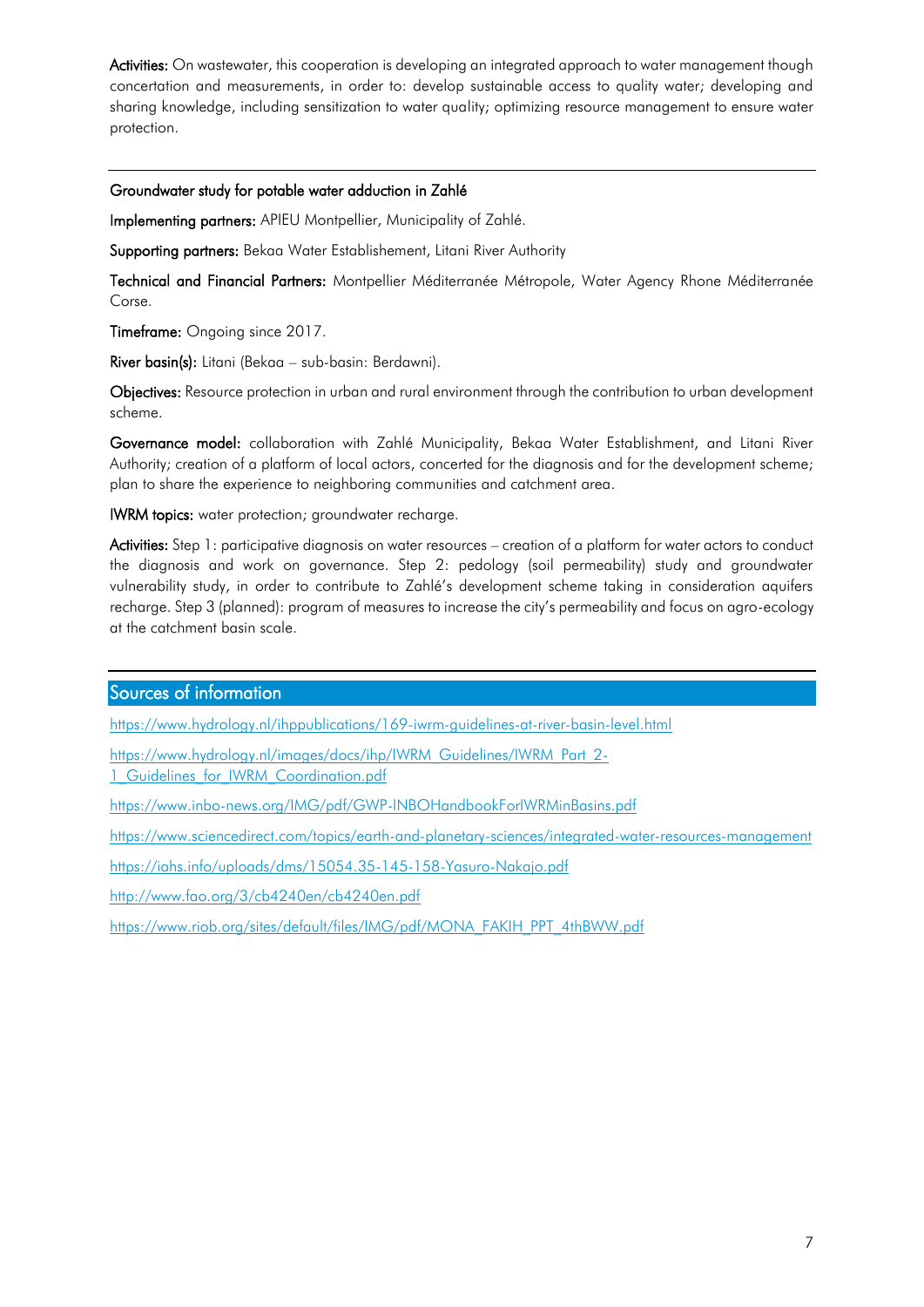**Activities:** On wastewater, this cooperation is developing an integrated approach to water management though concertation and measurements, in order to: develop sustainable access to quality water; developing and sharing knowledge, including sensitization to water quality; optimizing resource management to ensure water protection.

---

**Groundwater study for potable water adduction in Zahlé**

**Implementing partners:** APIEU Montpellier, Municipality of Zahlé.

**Supporting partners:** Bekaa Water Establishement, Litani River Authority

**Technical and Financial Partners:** Montpellier Méditerranée Métropole, Water Agency Rhone Méditerranée Corse.

**Timeframe:** Ongoing since 2017.

**River basin(s):** Litani (Bekaa – sub-basin: Berdawni).

**Objectives:** Resource protection in urban and rural environment through the contribution to urban development scheme.

**Governance model:** collaboration with Zahlé Municipality, Bekaa Water Establishment, and Litani River Authority; creation of a platform of local actors, concerted for the diagnosis and for the development scheme; plan to share the experience to neighboring communities and catchment area.

**IWRM topics:** water protection; groundwater recharge.

**Activities:** Step 1: participative diagnosis on water resources – creation of a platform for water actors to conduct the diagnosis and work on governance. Step 2: pedology (soil permeability) study and groundwater vulnerability study, in order to contribute to Zahlé's development scheme taking in consideration aquifers recharge. Step 3 (planned): program of measures to increase the city's permeability and focus on agro-ecology at the catchment basin scale.

---

## Sources of information

https://www.hydrology.nl/ihppublications/169-iwrm-guidelines-at-river-basin-level.html

https://www.hydrology.nl/images/docs/ihp/IWRM_Guidelines/IWRM_Part_2-1_Guidelines_for_IWRM_Coordination.pdf

https://www.inbo-news.org/IMG/pdf/GWP-INBOHandbookForIWRMinBasins.pdf

https://www.sciencedirect.com/topics/earth-and-planetary-sciences/integrated-water-resources-management

https://iahs.info/uploads/dms/15054.35-145-158-Yasuro-Nakajo.pdf

http://www.fao.org/3/cb4240en/cb4240en.pdf

https://www.riob.org/sites/default/files/IMG/pdf/MONA_FAKIH_PPT_4thBWW.pdf